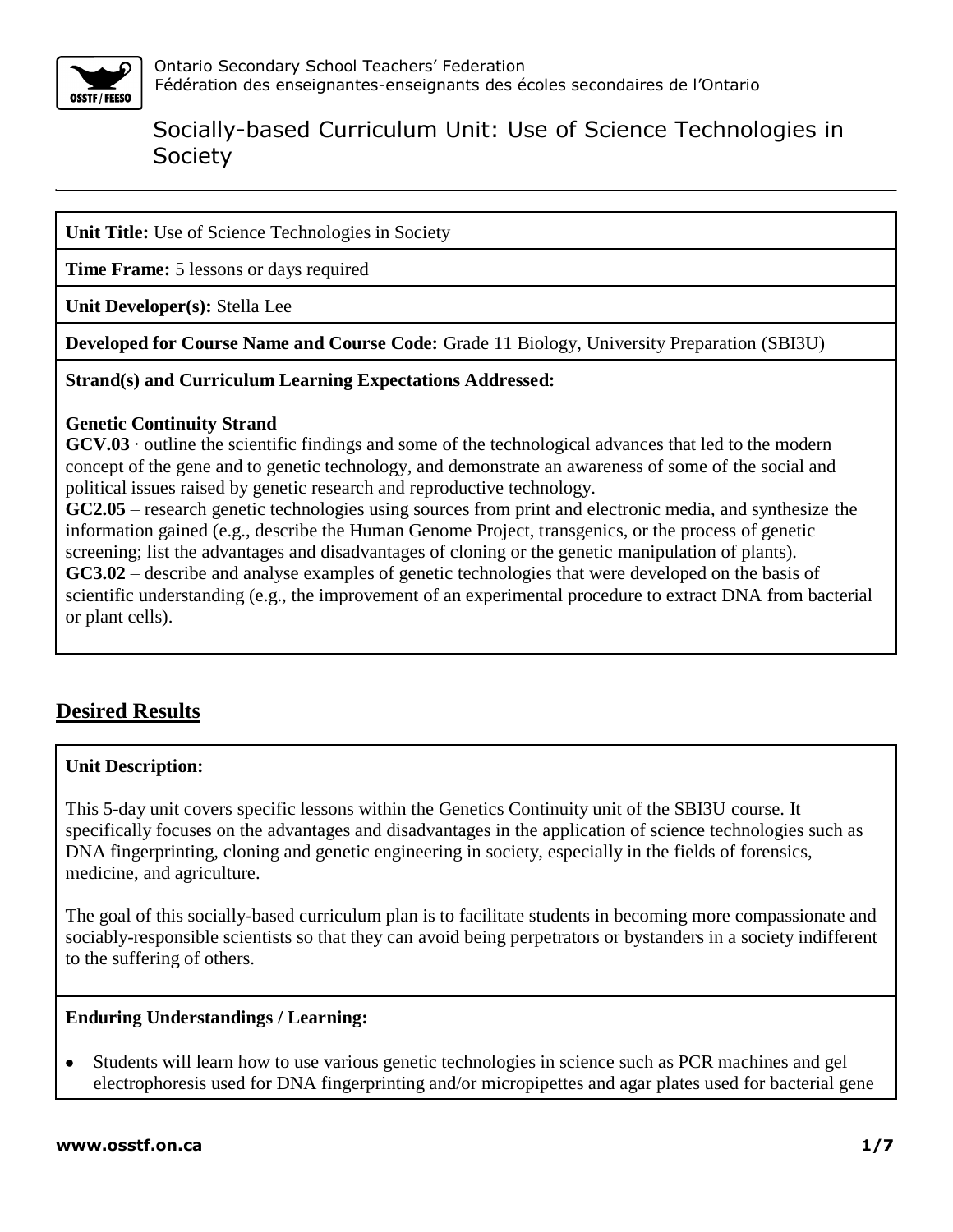Ontario Secondary School Teachers' Federation
Fédération des enseignantes-enseignants des écoles secondaires de l'Ontario

# Socially-based Curriculum Unit: Use of Science Technologies in Society

**Unit Title:** Use of Science Technologies in Society

**Time Frame:** 5 lessons or days required

**Unit Developer(s):** Stella Lee

**Developed for Course Name and Course Code:** Grade 11 Biology, University Preparation (SBI3U)

**Strand(s) and Curriculum Learning Expectations Addressed:**

**Genetic Continuity Strand**

**GCV.03** · outline the scientific findings and some of the technological advances that led to the modern concept of the gene and to genetic technology, and demonstrate an awareness of some of the social and political issues raised by genetic research and reproductive technology.

**GC2.05** – research genetic technologies using sources from print and electronic media, and synthesize the information gained (e.g., describe the Human Genome Project, transgenics, or the process of genetic screening; list the advantages and disadvantages of cloning or the genetic manipulation of plants).

**GC3.02** – describe and analyse examples of genetic technologies that were developed on the basis of scientific understanding (e.g., the improvement of an experimental procedure to extract DNA from bacterial or plant cells).

## Desired Results

**Unit Description:**

This 5-day unit covers specific lessons within the Genetics Continuity unit of the SBI3U course. It specifically focuses on the advantages and disadvantages in the application of science technologies such as DNA fingerprinting, cloning and genetic engineering in society, especially in the fields of forensics, medicine, and agriculture.

The goal of this socially-based curriculum plan is to facilitate students in becoming more compassionate and sociably-responsible scientists so that they can avoid being perpetrators or bystanders in a society indifferent to the suffering of others.

**Enduring Understandings / Learning:**

- Students will learn how to use various genetic technologies in science such as PCR machines and gel electrophoresis used for DNA fingerprinting and/or micropipettes and agar plates used for bacterial gene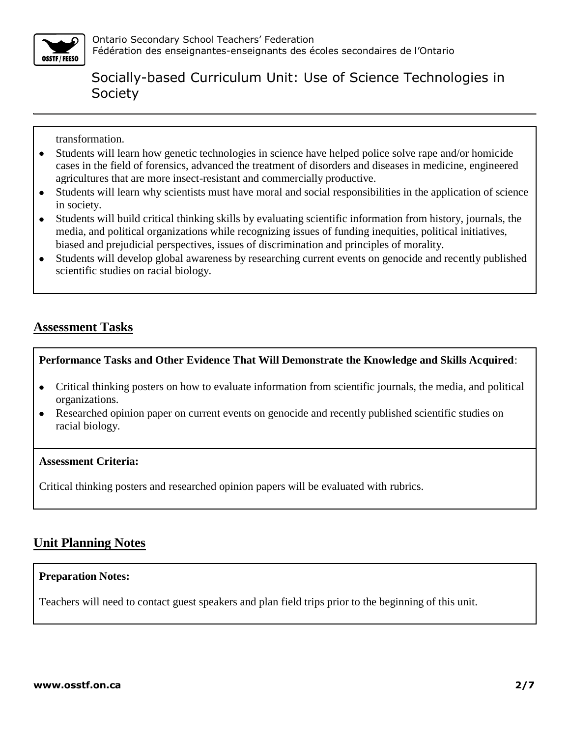transformation.

- Students will learn how genetic technologies in science have helped police solve rape and/or homicide cases in the field of forensics, advanced the treatment of disorders and diseases in medicine, engineered agricultures that are more insect-resistant and commercially productive.
- Students will learn why scientists must have moral and social responsibilities in the application of science in society.
- Students will build critical thinking skills by evaluating scientific information from history, journals, the media, and political organizations while recognizing issues of funding inequities, political initiatives, biased and prejudicial perspectives, issues of discrimination and principles of morality.
- Students will develop global awareness by researching current events on genocide and recently published scientific studies on racial biology.

## Assessment Tasks

**Performance Tasks and Other Evidence That Will Demonstrate the Knowledge and Skills Acquired**:

- Critical thinking posters on how to evaluate information from scientific journals, the media, and political organizations.
- Researched opinion paper on current events on genocide and recently published scientific studies on racial biology.

**Assessment Criteria:**

Critical thinking posters and researched opinion papers will be evaluated with rubrics.

## Unit Planning Notes

**Preparation Notes:**

Teachers will need to contact guest speakers and plan field trips prior to the beginning of this unit.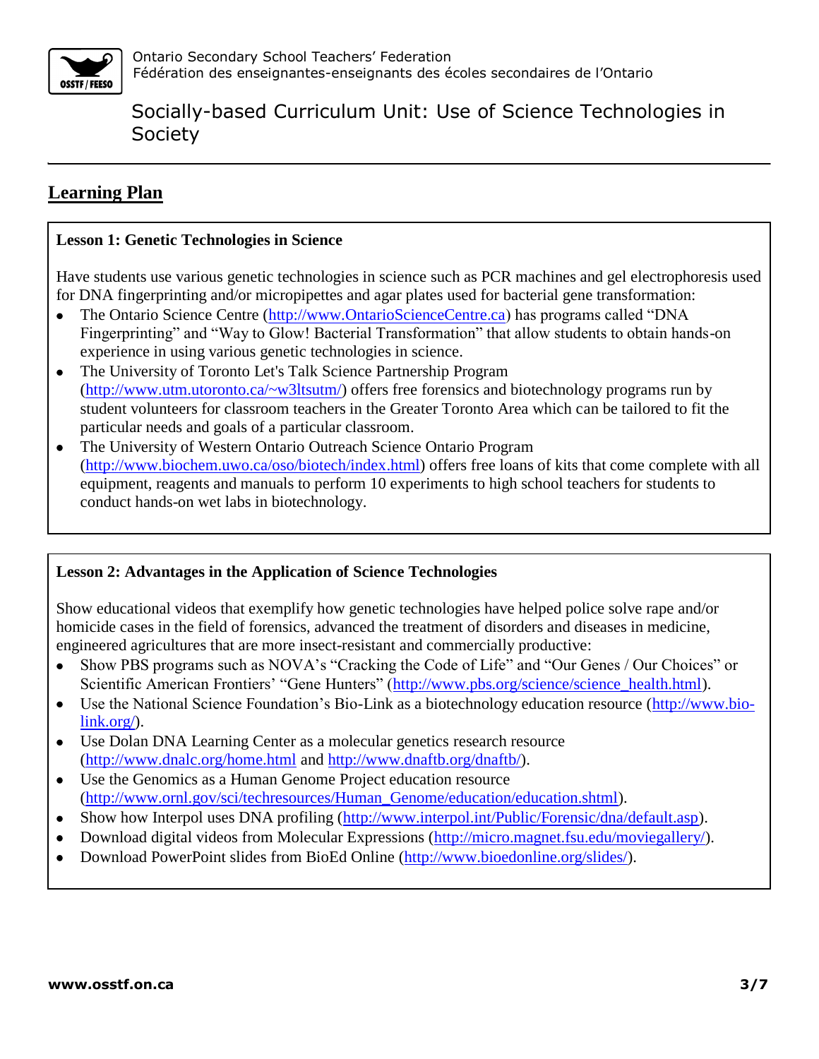## Learning Plan

**Lesson 1: Genetic Technologies in Science**

Have students use various genetic technologies in science such as PCR machines and gel electrophoresis used for DNA fingerprinting and/or micropipettes and agar plates used for bacterial gene transformation:

- The Ontario Science Centre (http://www.OntarioScienceCentre.ca) has programs called "DNA Fingerprinting" and "Way to Glow! Bacterial Transformation" that allow students to obtain hands-on experience in using various genetic technologies in science.
- The University of Toronto Let's Talk Science Partnership Program (http://www.utm.utoronto.ca/~w3ltsutm/) offers free forensics and biotechnology programs run by student volunteers for classroom teachers in the Greater Toronto Area which can be tailored to fit the particular needs and goals of a particular classroom.
- The University of Western Ontario Outreach Science Ontario Program (http://www.biochem.uwo.ca/oso/biotech/index.html) offers free loans of kits that come complete with all equipment, reagents and manuals to perform 10 experiments to high school teachers for students to conduct hands-on wet labs in biotechnology.

**Lesson 2: Advantages in the Application of Science Technologies**

Show educational videos that exemplify how genetic technologies have helped police solve rape and/or homicide cases in the field of forensics, advanced the treatment of disorders and diseases in medicine, engineered agricultures that are more insect-resistant and commercially productive:

- Show PBS programs such as NOVA's "Cracking the Code of Life" and "Our Genes / Our Choices" or Scientific American Frontiers' "Gene Hunters" (http://www.pbs.org/science/science_health.html).
- Use the National Science Foundation's Bio-Link as a biotechnology education resource (http://www.bio-link.org/).
- Use Dolan DNA Learning Center as a molecular genetics research resource (http://www.dnalc.org/home.html and http://www.dnaftb.org/dnaftb/).
- Use the Genomics as a Human Genome Project education resource (http://www.ornl.gov/sci/techresources/Human_Genome/education/education.shtml).
- Show how Interpol uses DNA profiling (http://www.interpol.int/Public/Forensic/dna/default.asp).
- Download digital videos from Molecular Expressions (http://micro.magnet.fsu.edu/moviegallery/).
- Download PowerPoint slides from BioEd Online (http://www.bioedonline.org/slides/).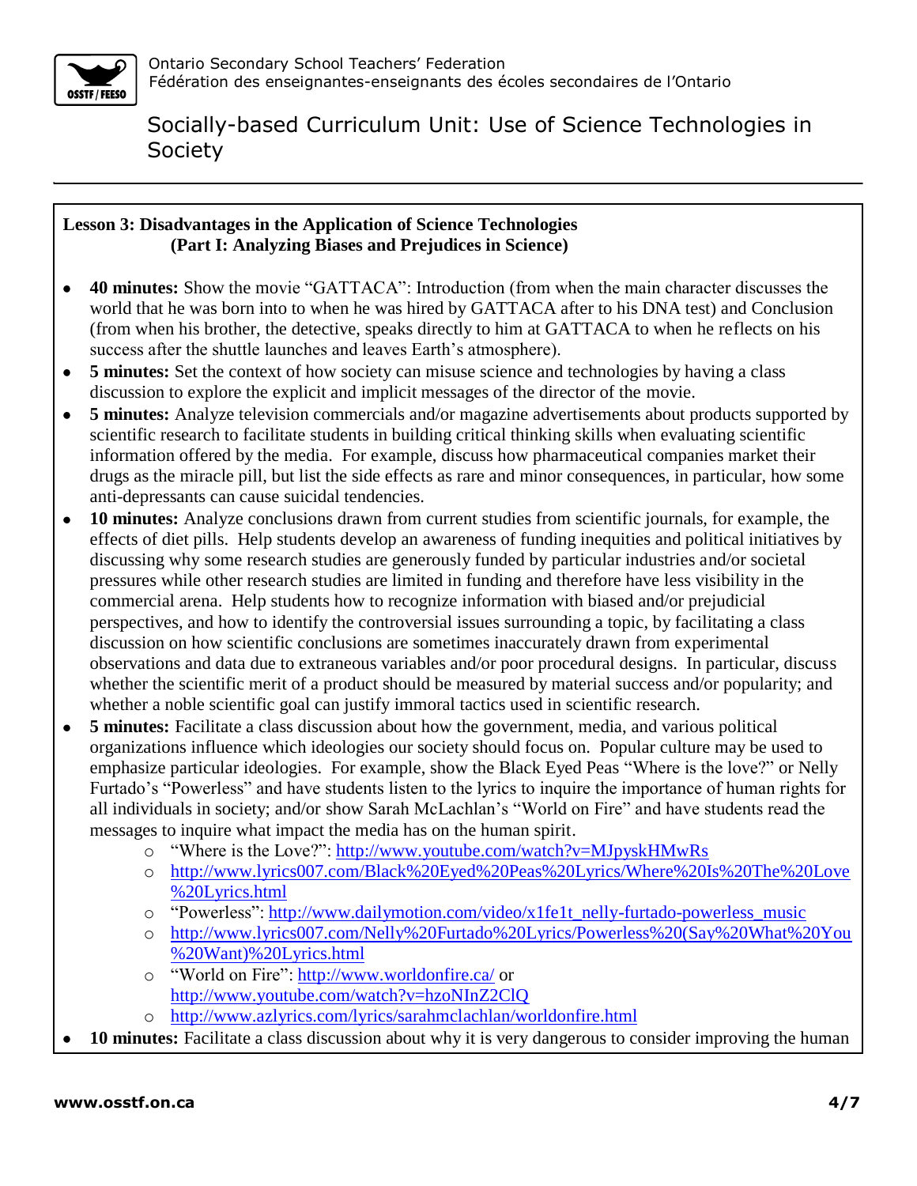**Lesson 3: Disadvantages in the Application of Science Technologies**
**(Part I: Analyzing Biases and Prejudices in Science)**

- **40 minutes:** Show the movie "GATTACA": Introduction (from when the main character discusses the world that he was born into to when he was hired by GATTACA after to his DNA test) and Conclusion (from when his brother, the detective, speaks directly to him at GATTACA to when he reflects on his success after the shuttle launches and leaves Earth's atmosphere).
- **5 minutes:** Set the context of how society can misuse science and technologies by having a class discussion to explore the explicit and implicit messages of the director of the movie.
- **5 minutes:** Analyze television commercials and/or magazine advertisements about products supported by scientific research to facilitate students in building critical thinking skills when evaluating scientific information offered by the media. For example, discuss how pharmaceutical companies market their drugs as the miracle pill, but list the side effects as rare and minor consequences, in particular, how some anti-depressants can cause suicidal tendencies.
- **10 minutes:** Analyze conclusions drawn from current studies from scientific journals, for example, the effects of diet pills. Help students develop an awareness of funding inequities and political initiatives by discussing why some research studies are generously funded by particular industries and/or societal pressures while other research studies are limited in funding and therefore have less visibility in the commercial arena. Help students how to recognize information with biased and/or prejudicial perspectives, and how to identify the controversial issues surrounding a topic, by facilitating a class discussion on how scientific conclusions are sometimes inaccurately drawn from experimental observations and data due to extraneous variables and/or poor procedural designs. In particular, discuss whether the scientific merit of a product should be measured by material success and/or popularity; and whether a noble scientific goal can justify immoral tactics used in scientific research.
- **5 minutes:** Facilitate a class discussion about how the government, media, and various political organizations influence which ideologies our society should focus on. Popular culture may be used to emphasize particular ideologies. For example, show the Black Eyed Peas "Where is the love?" or Nelly Furtado's "Powerless" and have students listen to the lyrics to inquire the importance of human rights for all individuals in society; and/or show Sarah McLachlan's "World on Fire" and have students read the messages to inquire what impact the media has on the human spirit.
  - "Where is the Love?": http://www.youtube.com/watch?v=MJpyskHMwRs
  - http://www.lyrics007.com/Black%20Eyed%20Peas%20Lyrics/Where%20Is%20The%20Love%20Lyrics.html
  - "Powerless": http://www.dailymotion.com/video/x1fe1t_nelly-furtado-powerless_music
  - http://www.lyrics007.com/Nelly%20Furtado%20Lyrics/Powerless%20(Say%20What%20You%20Want)%20Lyrics.html
  - "World on Fire": http://www.worldonfire.ca/ or http://www.youtube.com/watch?v=hzoNInZ2ClQ
  - http://www.azlyrics.com/lyrics/sarahmclachlan/worldonfire.html
- **10 minutes:** Facilitate a class discussion about why it is very dangerous to consider improving the human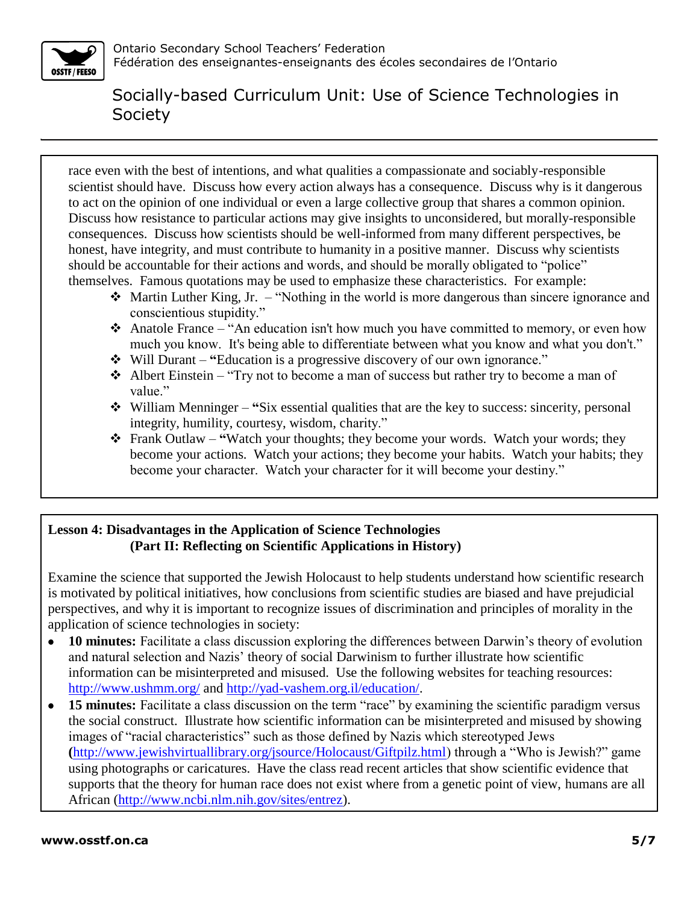race even with the best of intentions, and what qualities a compassionate and sociably-responsible scientist should have. Discuss how every action always has a consequence. Discuss why is it dangerous to act on the opinion of one individual or even a large collective group that shares a common opinion. Discuss how resistance to particular actions may give insights to unconsidered, but morally-responsible consequences. Discuss how scientists should be well-informed from many different perspectives, be honest, have integrity, and must contribute to humanity in a positive manner. Discuss why scientists should be accountable for their actions and words, and should be morally obligated to "police" themselves. Famous quotations may be used to emphasize these characteristics. For example:

- Martin Luther King, Jr. – "Nothing in the world is more dangerous than sincere ignorance and conscientious stupidity."
- Anatole France – "An education isn't how much you have committed to memory, or even how much you know. It's being able to differentiate between what you know and what you don't."
- Will Durant – **"**Education is a progressive discovery of our own ignorance."
- Albert Einstein – "Try not to become a man of success but rather try to become a man of value."
- William Menninger – **"**Six essential qualities that are the key to success: sincerity, personal integrity, humility, courtesy, wisdom, charity."
- Frank Outlaw – **"**Watch your thoughts; they become your words. Watch your words; they become your actions. Watch your actions; they become your habits. Watch your habits; they become your character. Watch your character for it will become your destiny."

### Lesson 4: Disadvantages in the Application of Science Technologies (Part II: Reflecting on Scientific Applications in History)

Examine the science that supported the Jewish Holocaust to help students understand how scientific research is motivated by political initiatives, how conclusions from scientific studies are biased and have prejudicial perspectives, and why it is important to recognize issues of discrimination and principles of morality in the application of science technologies in society:

- **10 minutes:** Facilitate a class discussion exploring the differences between Darwin's theory of evolution and natural selection and Nazis' theory of social Darwinism to further illustrate how scientific information can be misinterpreted and misused. Use the following websites for teaching resources: http://www.ushmm.org/ and http://yad-vashem.org.il/education/.
- **15 minutes:** Facilitate a class discussion on the term "race" by examining the scientific paradigm versus the social construct. Illustrate how scientific information can be misinterpreted and misused by showing images of "racial characteristics" such as those defined by Nazis which stereotyped Jews **(**http://www.jewishvirtuallibrary.org/jsource/Holocaust/Giftpilz.html) through a "Who is Jewish?" game using photographs or caricatures. Have the class read recent articles that show scientific evidence that supports that the theory for human race does not exist where from a genetic point of view, humans are all African (http://www.ncbi.nlm.nih.gov/sites/entrez).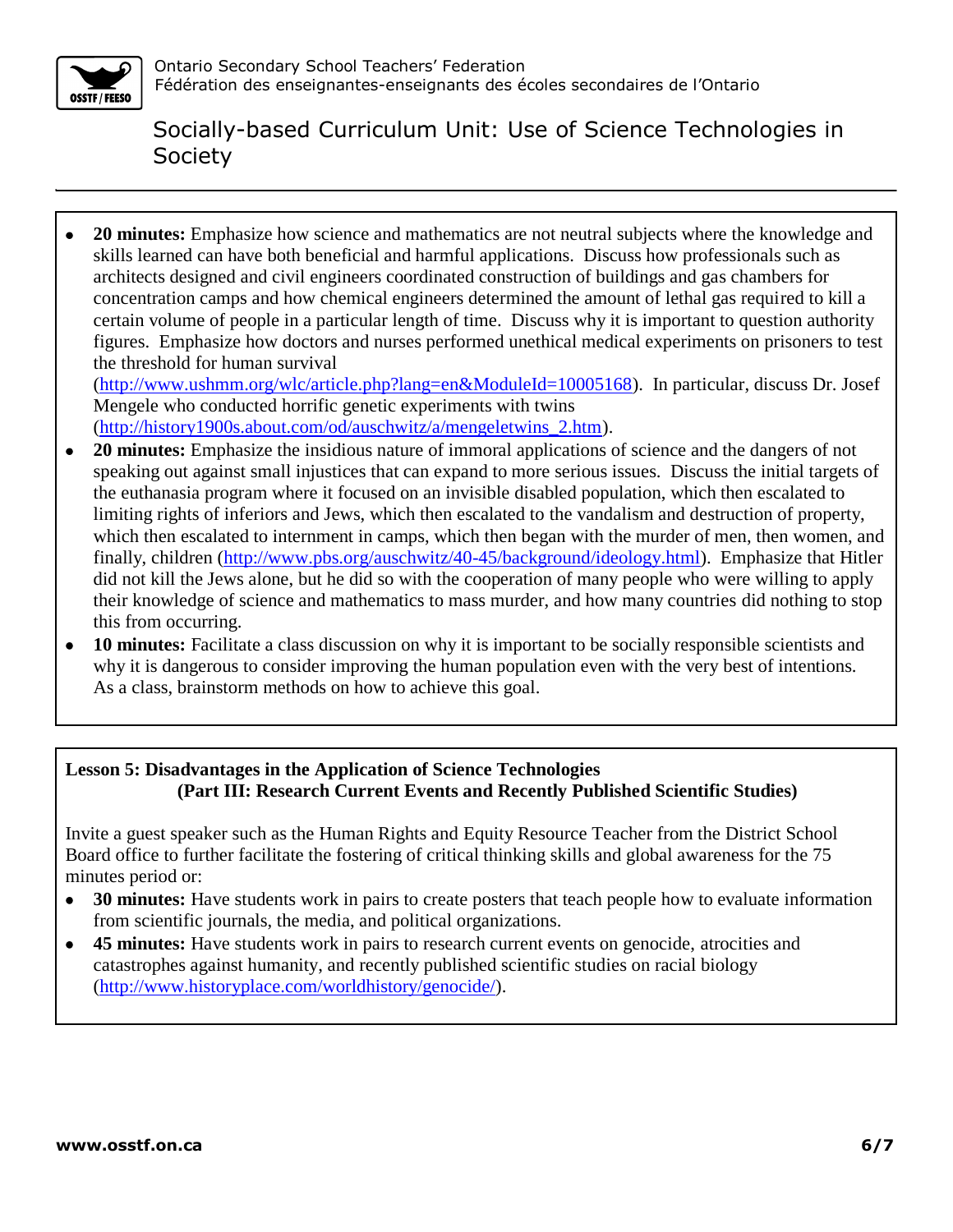- **20 minutes:** Emphasize how science and mathematics are not neutral subjects where the knowledge and skills learned can have both beneficial and harmful applications. Discuss how professionals such as architects designed and civil engineers coordinated construction of buildings and gas chambers for concentration camps and how chemical engineers determined the amount of lethal gas required to kill a certain volume of people in a particular length of time. Discuss why it is important to question authority figures. Emphasize how doctors and nurses performed unethical medical experiments on prisoners to test the threshold for human survival (http://www.ushmm.org/wlc/article.php?lang=en&ModuleId=10005168). In particular, discuss Dr. Josef Mengele who conducted horrific genetic experiments with twins (http://history1900s.about.com/od/auschwitz/a/mengeletwins_2.htm).
- **20 minutes:** Emphasize the insidious nature of immoral applications of science and the dangers of not speaking out against small injustices that can expand to more serious issues. Discuss the initial targets of the euthanasia program where it focused on an invisible disabled population, which then escalated to limiting rights of inferiors and Jews, which then escalated to the vandalism and destruction of property, which then escalated to internment in camps, which then began with the murder of men, then women, and finally, children (http://www.pbs.org/auschwitz/40-45/background/ideology.html). Emphasize that Hitler did not kill the Jews alone, but he did so with the cooperation of many people who were willing to apply their knowledge of science and mathematics to mass murder, and how many countries did nothing to stop this from occurring.
- **10 minutes:** Facilitate a class discussion on why it is important to be socially responsible scientists and why it is dangerous to consider improving the human population even with the very best of intentions. As a class, brainstorm methods on how to achieve this goal.

**Lesson 5: Disadvantages in the Application of Science Technologies (Part III: Research Current Events and Recently Published Scientific Studies)**

Invite a guest speaker such as the Human Rights and Equity Resource Teacher from the District School Board office to further facilitate the fostering of critical thinking skills and global awareness for the 75 minutes period or:

- **30 minutes:** Have students work in pairs to create posters that teach people how to evaluate information from scientific journals, the media, and political organizations.
- **45 minutes:** Have students work in pairs to research current events on genocide, atrocities and catastrophes against humanity, and recently published scientific studies on racial biology (http://www.historyplace.com/worldhistory/genocide/).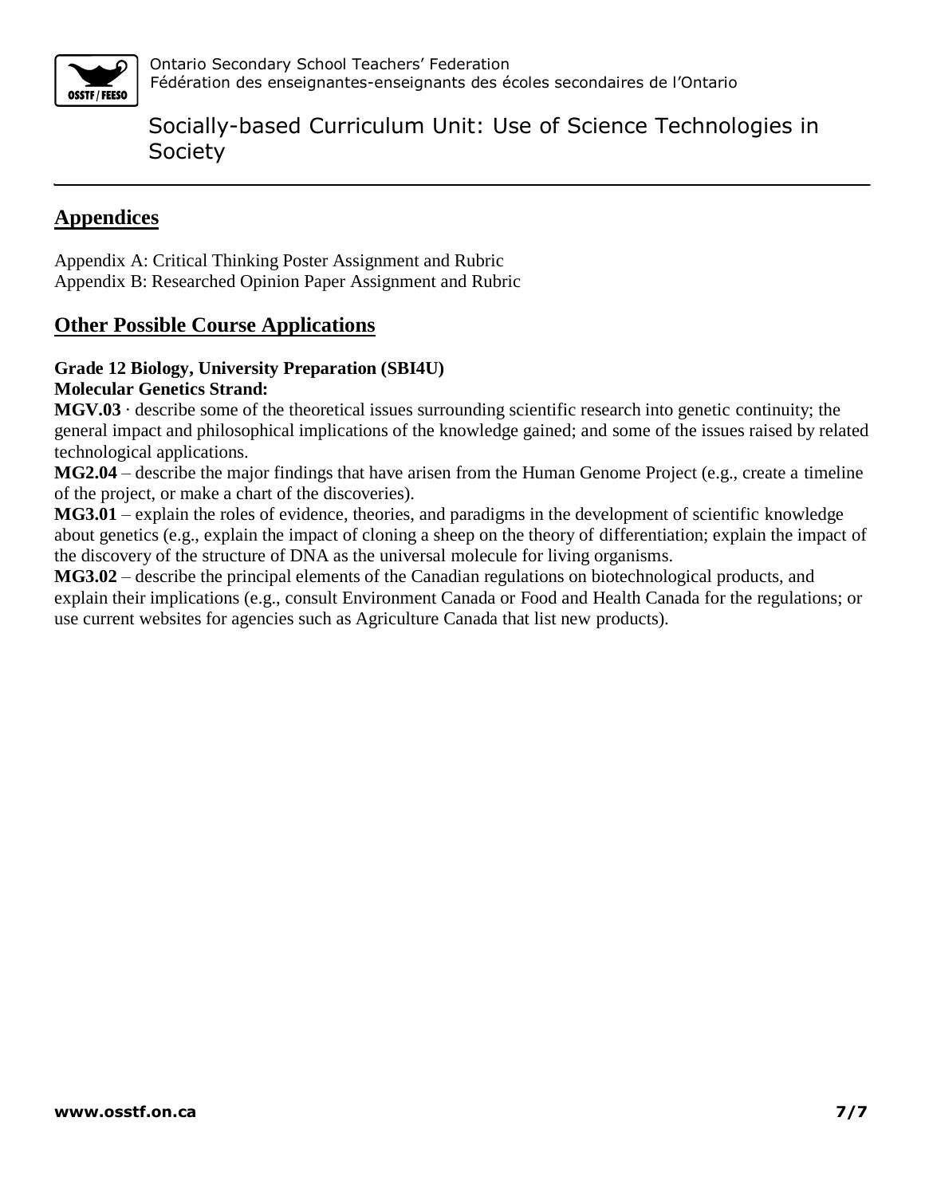## Appendices

Appendix A: Critical Thinking Poster Assignment and Rubric
Appendix B: Researched Opinion Paper Assignment and Rubric

## Other Possible Course Applications

**Grade 12 Biology, University Preparation (SBI4U)**
**Molecular Genetics Strand:**

**MGV.03** · describe some of the theoretical issues surrounding scientific research into genetic continuity; the general impact and philosophical implications of the knowledge gained; and some of the issues raised by related technological applications.

**MG2.04** – describe the major findings that have arisen from the Human Genome Project (e.g., create a timeline of the project, or make a chart of the discoveries).

**MG3.01** – explain the roles of evidence, theories, and paradigms in the development of scientific knowledge about genetics (e.g., explain the impact of cloning a sheep on the theory of differentiation; explain the impact of the discovery of the structure of DNA as the universal molecule for living organisms.

**MG3.02** – describe the principal elements of the Canadian regulations on biotechnological products, and explain their implications (e.g., consult Environment Canada or Food and Health Canada for the regulations; or use current websites for agencies such as Agriculture Canada that list new products).